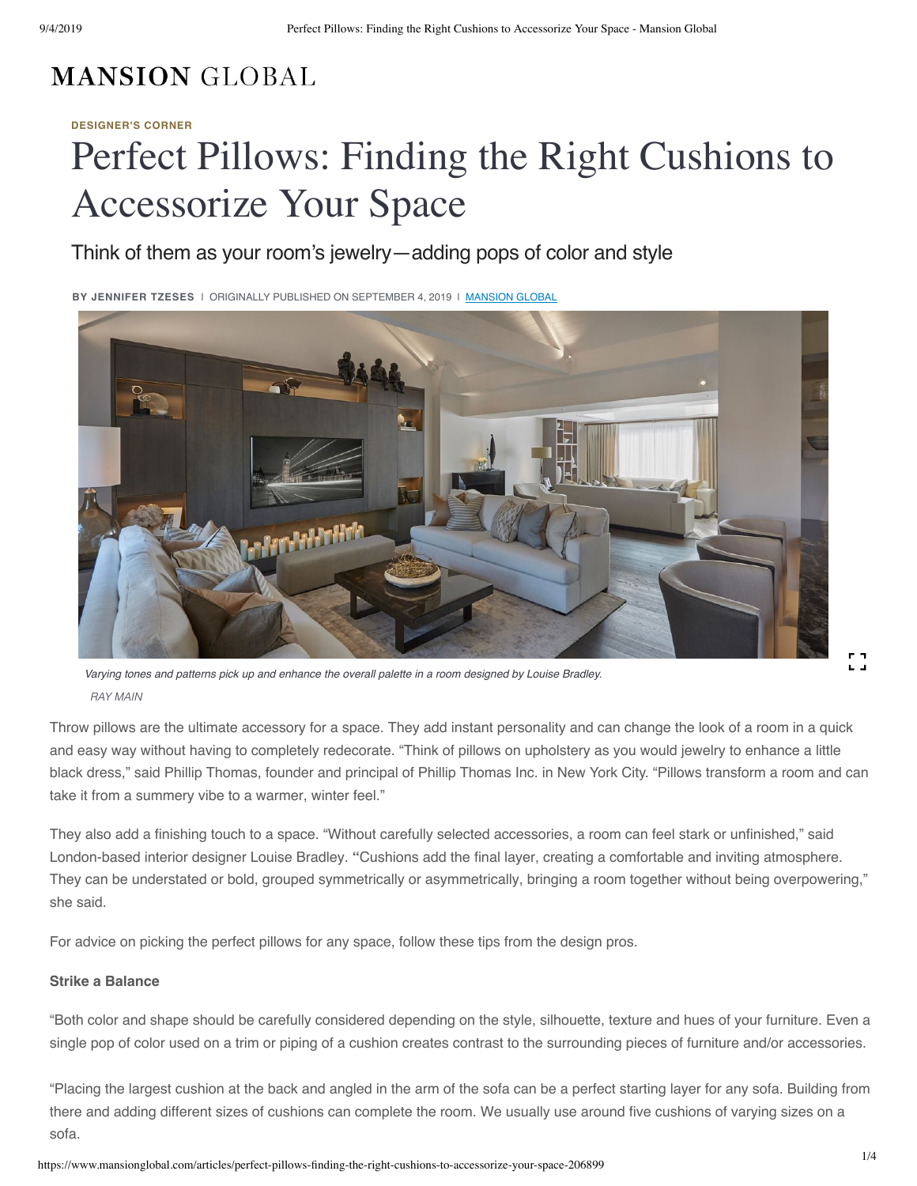# MANSION GLOBAL

DESIGNER'S CORNER

# Perfect Pillows: Finding the Right Cushions to Accessorize Your Space

## Think of them as your room's jewelry—adding pops of color and style

**BY JENNIFER TZESES** | ORIGINALLY PUBLISHED ON SEPTEMBER 4, 2019 | MANSION GLOBAL

*Varying tones and patterns pick up and enhance the overall palette in a room designed by Louise Bradley.*

*RAY MAIN*

Throw pillows are the ultimate accessory for a space. They add instant personality and can change the look of a room in a quick and easy way without having to completely redecorate. "Think of pillows on upholstery as you would jewelry to enhance a little black dress," said Phillip Thomas, founder and principal of Phillip Thomas Inc. in New York City. "Pillows transform a room and can take it from a summery vibe to a warmer, winter feel."

They also add a finishing touch to a space. "Without carefully selected accessories, a room can feel stark or unfinished," said London-based interior designer Louise Bradley. "Cushions add the final layer, creating a comfortable and inviting atmosphere. They can be understated or bold, grouped symmetrically or asymmetrically, bringing a room together without being overpowering," she said.

For advice on picking the perfect pillows for any space, follow these tips from the design pros.

**Strike a Balance**

"Both color and shape should be carefully considered depending on the style, silhouette, texture and hues of your furniture. Even a single pop of color used on a trim or piping of a cushion creates contrast to the surrounding pieces of furniture and/or accessories.

"Placing the largest cushion at the back and angled in the arm of the sofa can be a perfect starting layer for any sofa. Building from there and adding different sizes of cushions can complete the room. We usually use around five cushions of varying sizes on a sofa.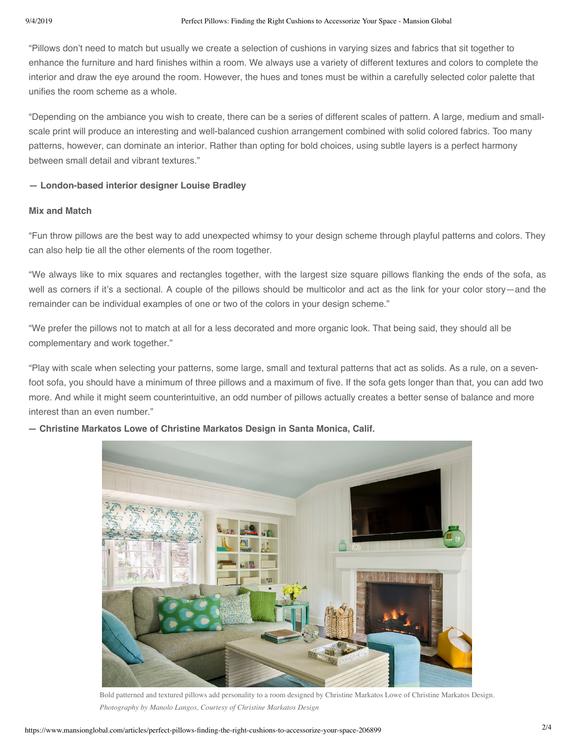"Pillows don't need to match but usually we create a selection of cushions in varying sizes and fabrics that sit together to enhance the furniture and hard finishes within a room. We always use a variety of different textures and colors to complete the interior and draw the eye around the room. However, the hues and tones must be within a carefully selected color palette that unifies the room scheme as a whole.

"Depending on the ambiance you wish to create, there can be a series of different scales of pattern. A large, medium and small-scale print will produce an interesting and well-balanced cushion arrangement combined with solid colored fabrics. Too many patterns, however, can dominate an interior. Rather than opting for bold choices, using subtle layers is a perfect harmony between small detail and vibrant textures."

**— London-based interior designer Louise Bradley**

**Mix and Match**

"Fun throw pillows are the best way to add unexpected whimsy to your design scheme through playful patterns and colors. They can also help tie all the other elements of the room together.

"We always like to mix squares and rectangles together, with the largest size square pillows flanking the ends of the sofa, as well as corners if it's a sectional. A couple of the pillows should be multicolor and act as the link for your color story—and the remainder can be individual examples of one or two of the colors in your design scheme."

"We prefer the pillows not to match at all for a less decorated and more organic look. That being said, they should all be complementary and work together."

"Play with scale when selecting your patterns, some large, small and textural patterns that act as solids. As a rule, on a seven-foot sofa, you should have a minimum of three pillows and a maximum of five. If the sofa gets longer than that, you can add two more. And while it might seem counterintuitive, an odd number of pillows actually creates a better sense of balance and more interest than an even number."

**— Christine Markatos Lowe of Christine Markatos Design in Santa Monica, Calif.**

Bold patterned and textured pillows add personality to a room designed by Christine Markatos Lowe of Christine Markatos Design.
*Photography by Manolo Langos, Courtesy of Christine Markatos Design*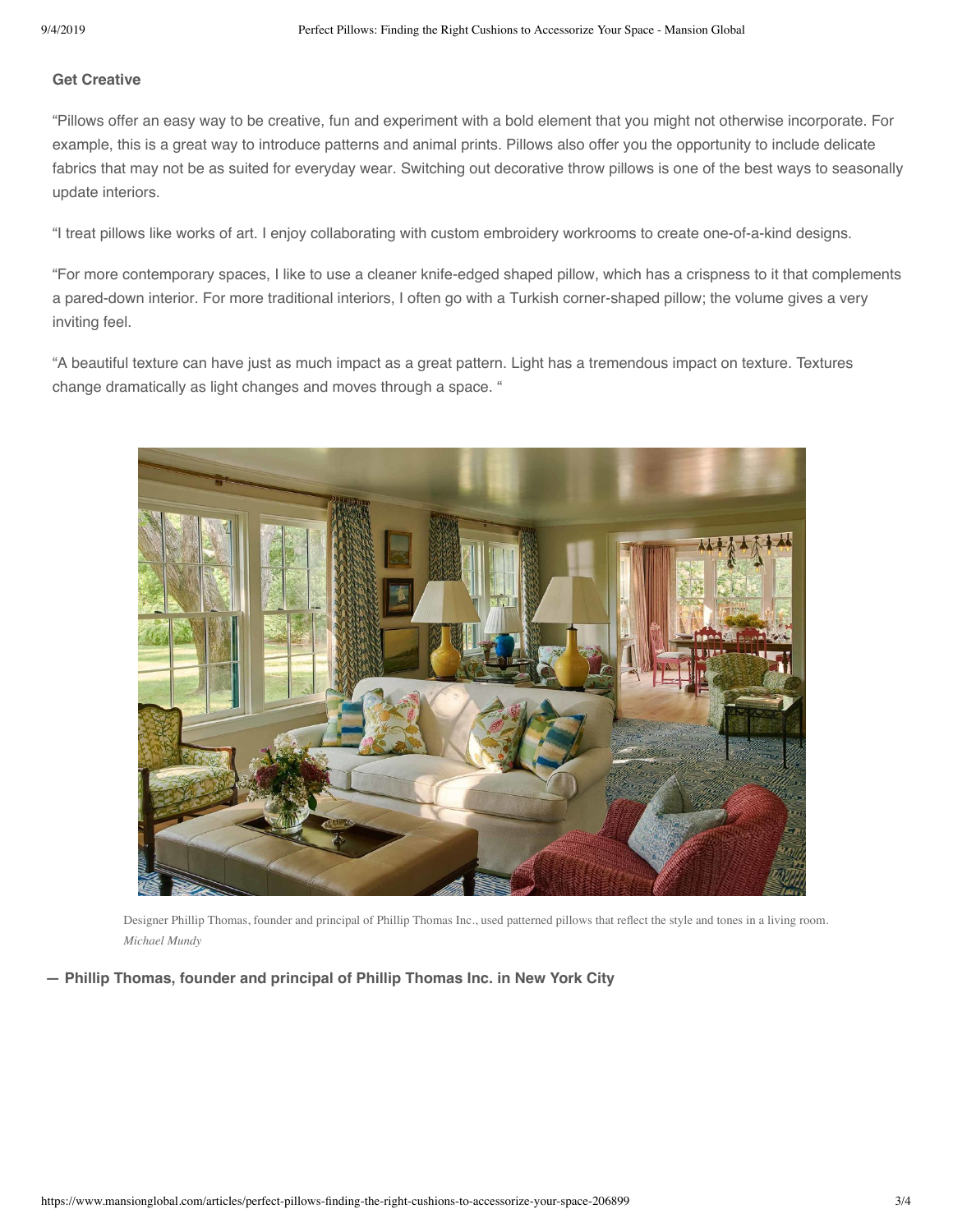**Get Creative**

“Pillows offer an easy way to be creative, fun and experiment with a bold element that you might not otherwise incorporate. For example, this is a great way to introduce patterns and animal prints. Pillows also offer you the opportunity to include delicate fabrics that may not be as suited for everyday wear. Switching out decorative throw pillows is one of the best ways to seasonally update interiors.

“I treat pillows like works of art. I enjoy collaborating with custom embroidery workrooms to create one-of-a-kind designs.

“For more contemporary spaces, I like to use a cleaner knife-edged shaped pillow, which has a crispness to it that complements a pared-down interior. For more traditional interiors, I often go with a Turkish corner-shaped pillow; the volume gives a very inviting feel.

“A beautiful texture can have just as much impact as a great pattern. Light has a tremendous impact on texture. Textures change dramatically as light changes and moves through a space. “

Designer Phillip Thomas, founder and principal of Phillip Thomas Inc., used patterned pillows that reflect the style and tones in a living room.
*Michael Mundy*

**— Phillip Thomas, founder and principal of Phillip Thomas Inc. in New York City**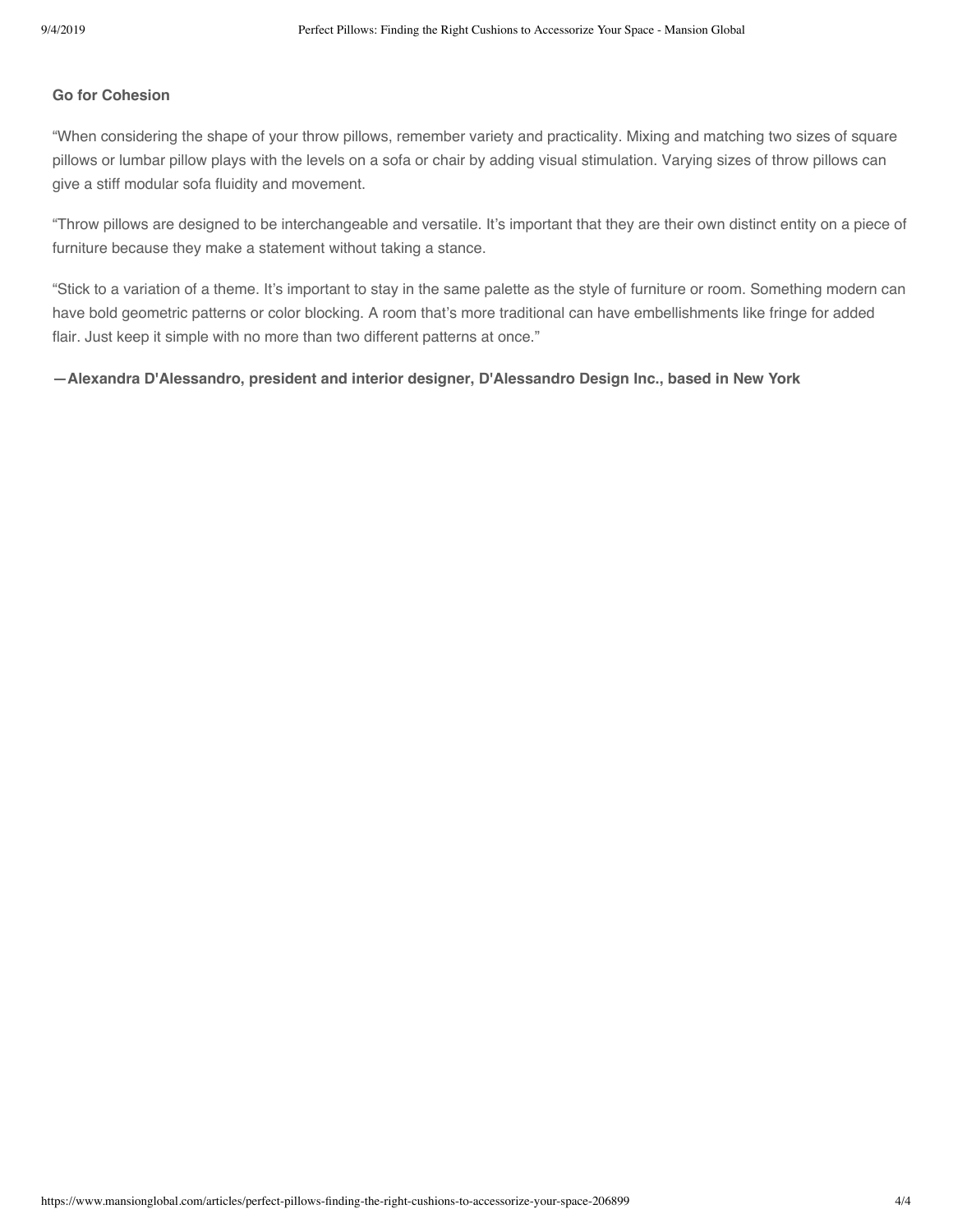### Go for Cohesion

“When considering the shape of your throw pillows, remember variety and practicality. Mixing and matching two sizes of square pillows or lumbar pillow plays with the levels on a sofa or chair by adding visual stimulation. Varying sizes of throw pillows can give a stiff modular sofa fluidity and movement.

“Throw pillows are designed to be interchangeable and versatile. It’s important that they are their own distinct entity on a piece of furniture because they make a statement without taking a stance.

“Stick to a variation of a theme. It’s important to stay in the same palette as the style of furniture or room. Something modern can have bold geometric patterns or color blocking. A room that’s more traditional can have embellishments like fringe for added flair. Just keep it simple with no more than two different patterns at once.”

**—Alexandra D'Alessandro, president and interior designer, D'Alessandro Design Inc., based in New York**